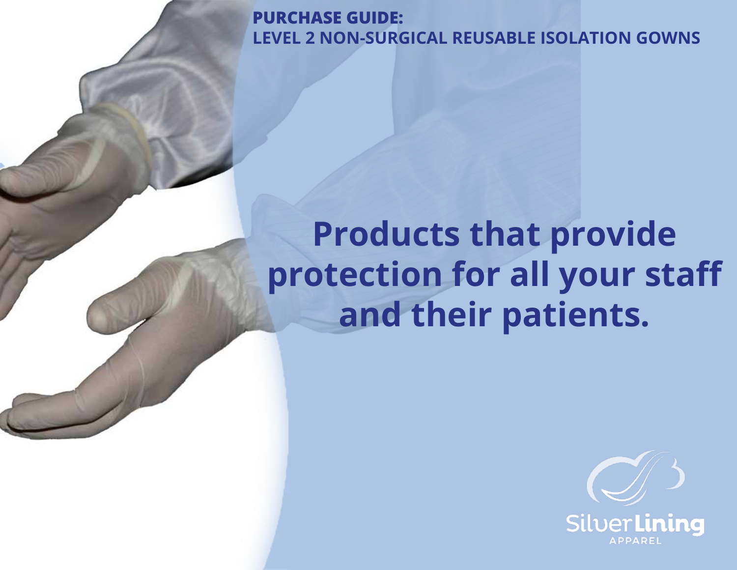**PURCHASE GUIDE:**
**LEVEL 2 NON-SURGICAL REUSABLE ISOLATION GOWNS**

# Products that provide protection for all your staff and their patients.

Silver Lining
APPAREL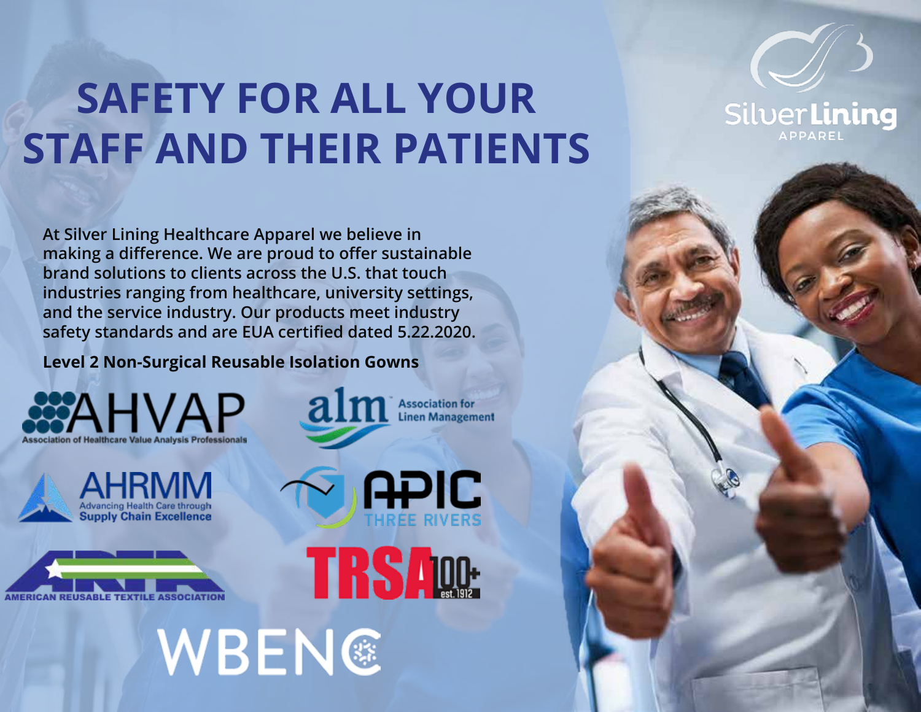# SAFETY FOR ALL YOUR STAFF AND THEIR PATIENTS

Silver Lining APPAREL

At Silver Lining Healthcare Apparel we believe in making a difference. We are proud to offer sustainable brand solutions to clients across the U.S. that touch industries ranging from healthcare, university settings, and the service industry. Our products meet industry safety standards and are EUA certified dated 5.22.2020.

**Level 2 Non-Surgical Reusable Isolation Gowns**

AHVAP Association of Healthcare Value Analysis Professionals

alm Association for Linen Management

AHRMM Advancing Health Care through Supply Chain Excellence

APIC THREE RIVERS

ARTA AMERICAN REUSABLE TEXTILE ASSOCIATION

TRSA 100+ est. 1912

WBENC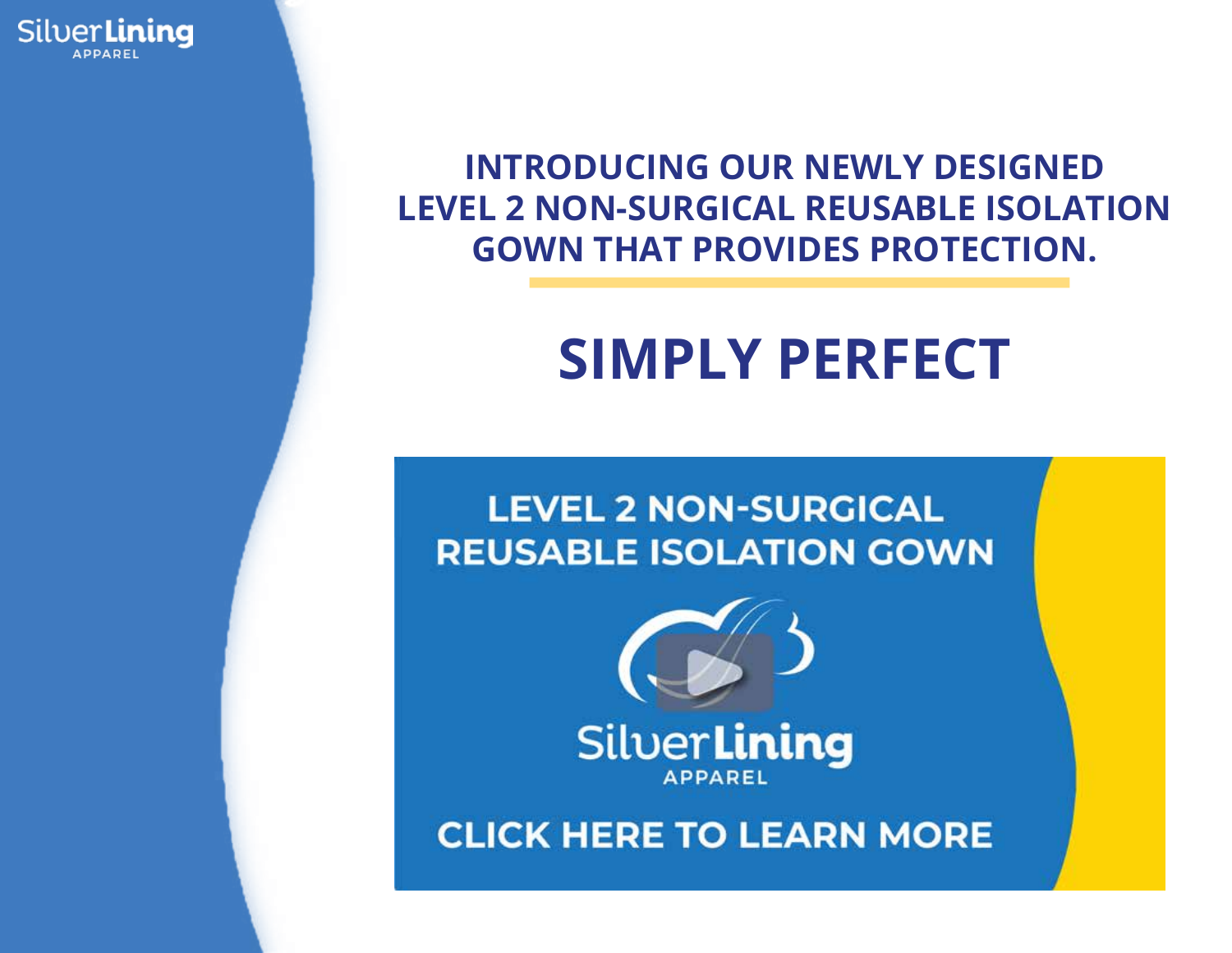SilverLining APPAREL

## INTRODUCING OUR NEWLY DESIGNED LEVEL 2 NON-SURGICAL REUSABLE ISOLATION GOWN THAT PROVIDES PROTECTION.

# SIMPLY PERFECT

LEVEL 2 NON-SURGICAL REUSABLE ISOLATION GOWN

SilverLining APPAREL

CLICK HERE TO LEARN MORE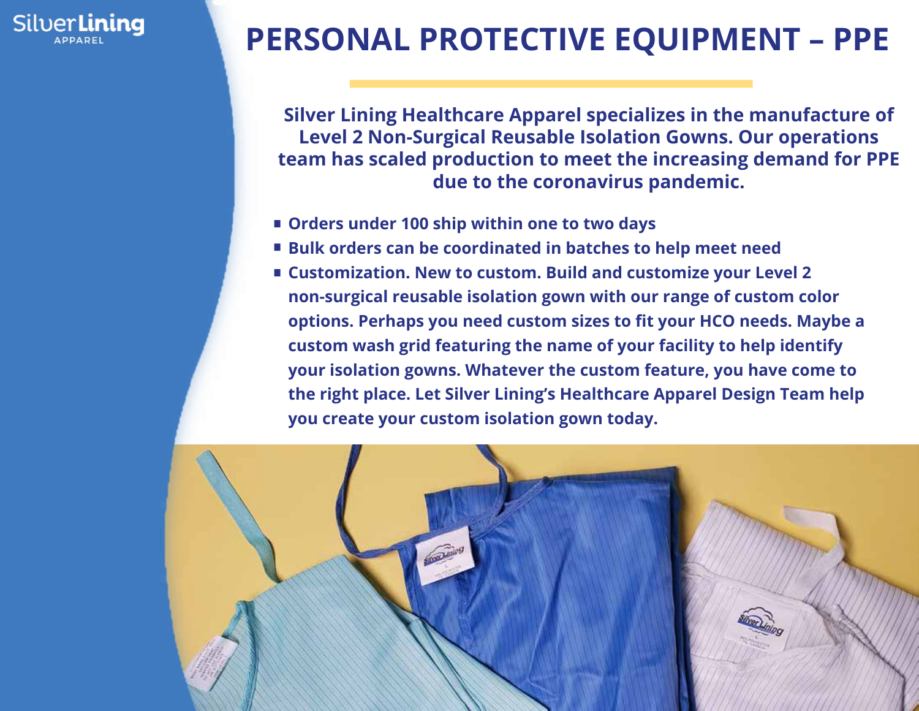# PERSONAL PROTECTIVE EQUIPMENT – PPE

**Silver Lining Healthcare Apparel specializes in the manufacture of Level 2 Non-Surgical Reusable Isolation Gowns. Our operations team has scaled production to meet the increasing demand for PPE due to the coronavirus pandemic.**

- **Orders under 100 ship within one to two days**
- **Bulk orders can be coordinated in batches to help meet need**
- **Customization. New to custom. Build and customize your Level 2 non-surgical reusable isolation gown with our range of custom color options. Perhaps you need custom sizes to fit your HCO needs. Maybe a custom wash grid featuring the name of your facility to help identify your isolation gowns. Whatever the custom feature, you have come to the right place. Let Silver Lining's Healthcare Apparel Design Team help you create your custom isolation gown today.**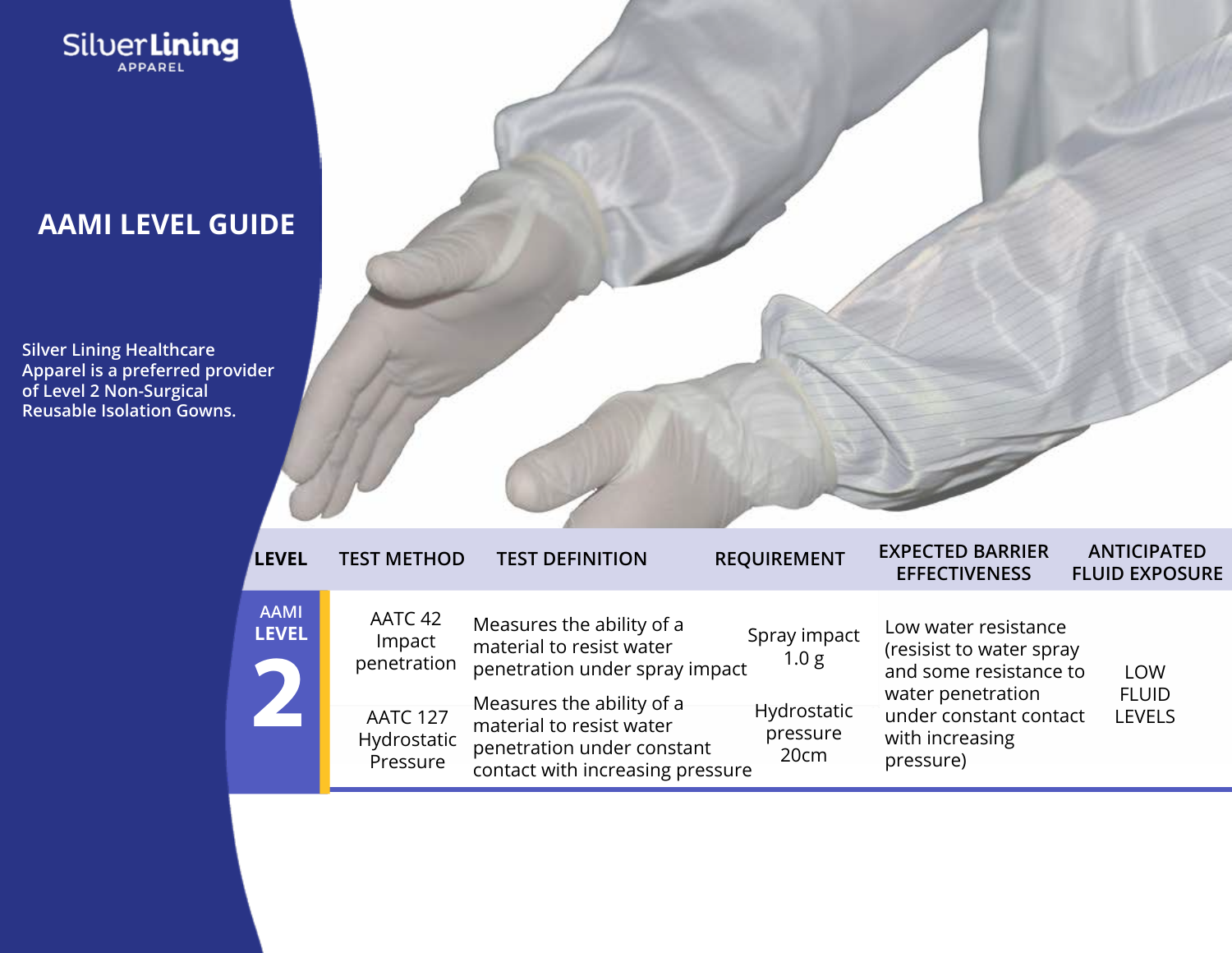Silver Lining APPAREL

# AAMI LEVEL GUIDE

Silver Lining Healthcare Apparel is a preferred provider of Level 2 Non-Surgical Reusable Isolation Gowns.

| LEVEL | TEST METHOD | TEST DEFINITION | REQUIREMENT | EXPECTED BARRIER EFFECTIVENESS | ANTICIPATED FLUID EXPOSURE |
|---|---|---|---|---|---|
| AAMI LEVEL 2 | AATC 42 Impact penetration | Measures the ability of a material to resist water penetration under spray impact | Spray impact 1.0 g | Low water resistance (resisist to water spray and some resistance to water penetration under constant contact with increasing pressure) | LOW FLUID LEVELS |
| | AATC 127 Hydrostatic Pressure | Measures the ability of a material to resist water penetration under constant contact with increasing pressure | Hydrostatic pressure 20cm | | |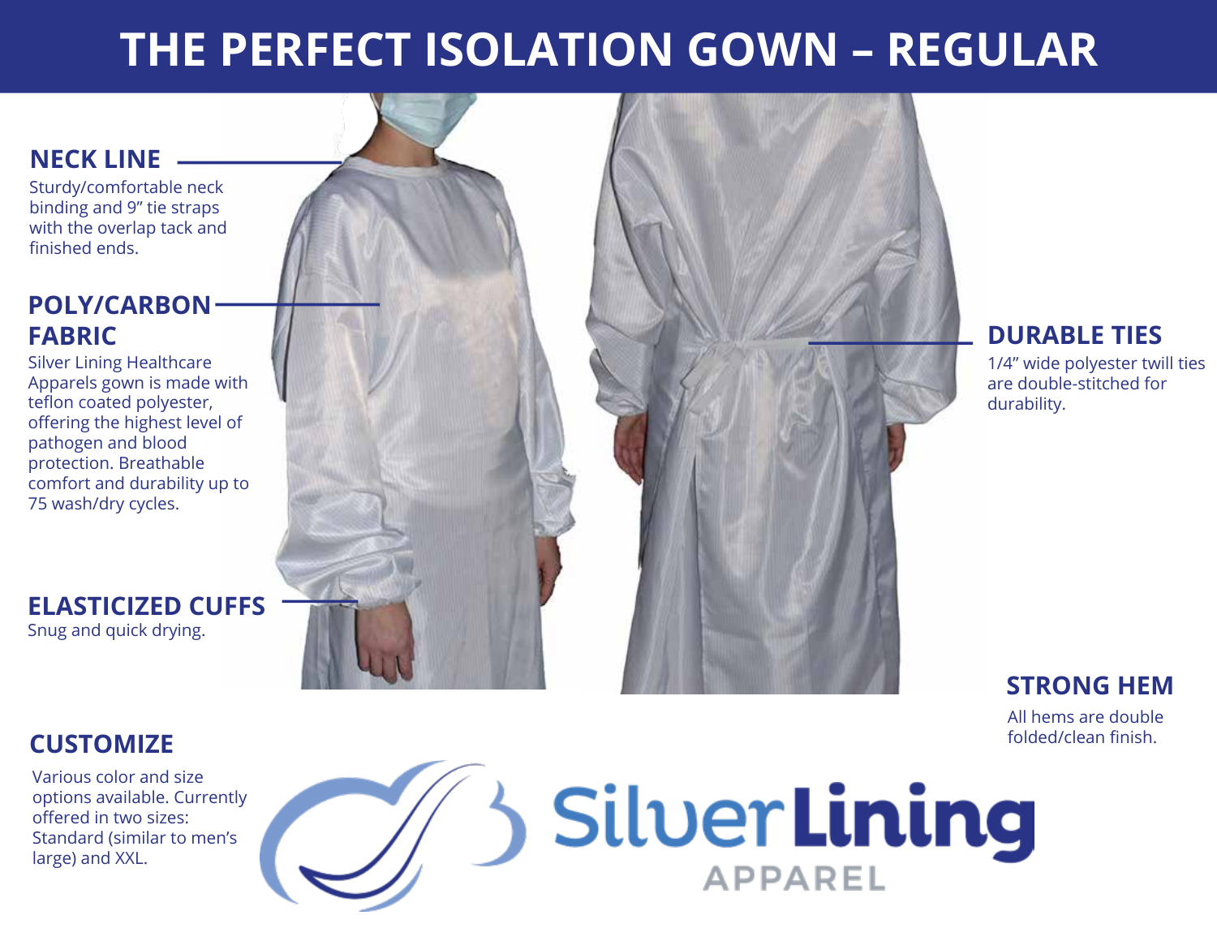# THE PERFECT ISOLATION GOWN – REGULAR

## NECK LINE

Sturdy/comfortable neck binding and 9” tie straps with the overlap tack and finished ends.

## POLY/CARBON FABRIC

Silver Lining Healthcare Apparels gown is made with teflon coated polyester, offering the highest level of pathogen and blood protection. Breathable comfort and durability up to 75 wash/dry cycles.

## ELASTICIZED CUFFS

Snug and quick drying.

## DURABLE TIES

1/4” wide polyester twill ties are double-stitched for durability.

## STRONG HEM

All hems are double folded/clean finish.

## CUSTOMIZE

Various color and size options available. Currently offered in two sizes: Standard (similar to men’s large) and XXL.

Silver Lining APPAREL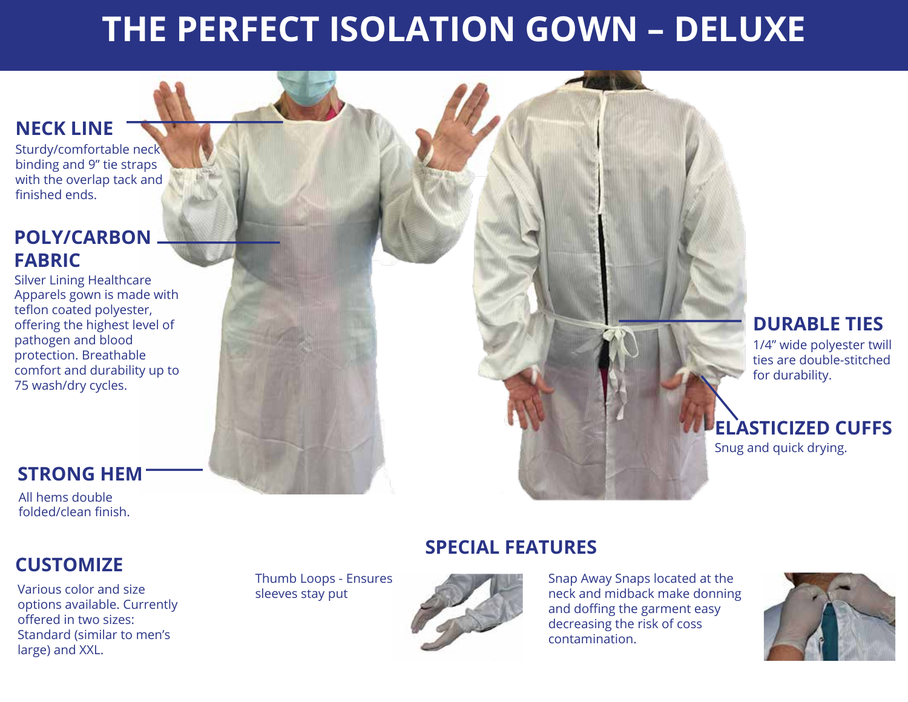# THE PERFECT ISOLATION GOWN – DELUXE

## NECK LINE

Sturdy/comfortable neck binding and 9" tie straps with the overlap tack and finished ends.

## POLY/CARBON FABRIC

Silver Lining Healthcare Apparels gown is made with teflon coated polyester, offering the highest level of pathogen and blood protection. Breathable comfort and durability up to 75 wash/dry cycles.

## STRONG HEM

All hems double folded/clean finish.

## DURABLE TIES

1/4" wide polyester twill ties are double-stitched for durability.

## ELASTICIZED CUFFS

Snug and quick drying.

## CUSTOMIZE

Various color and size options available. Currently offered in two sizes: Standard (similar to men's large) and XXL.

## SPECIAL FEATURES

Thumb Loops - Ensures sleeves stay put

Snap Away Snaps located at the neck and midback make donning and doffing the garment easy decreasing the risk of coss contamination.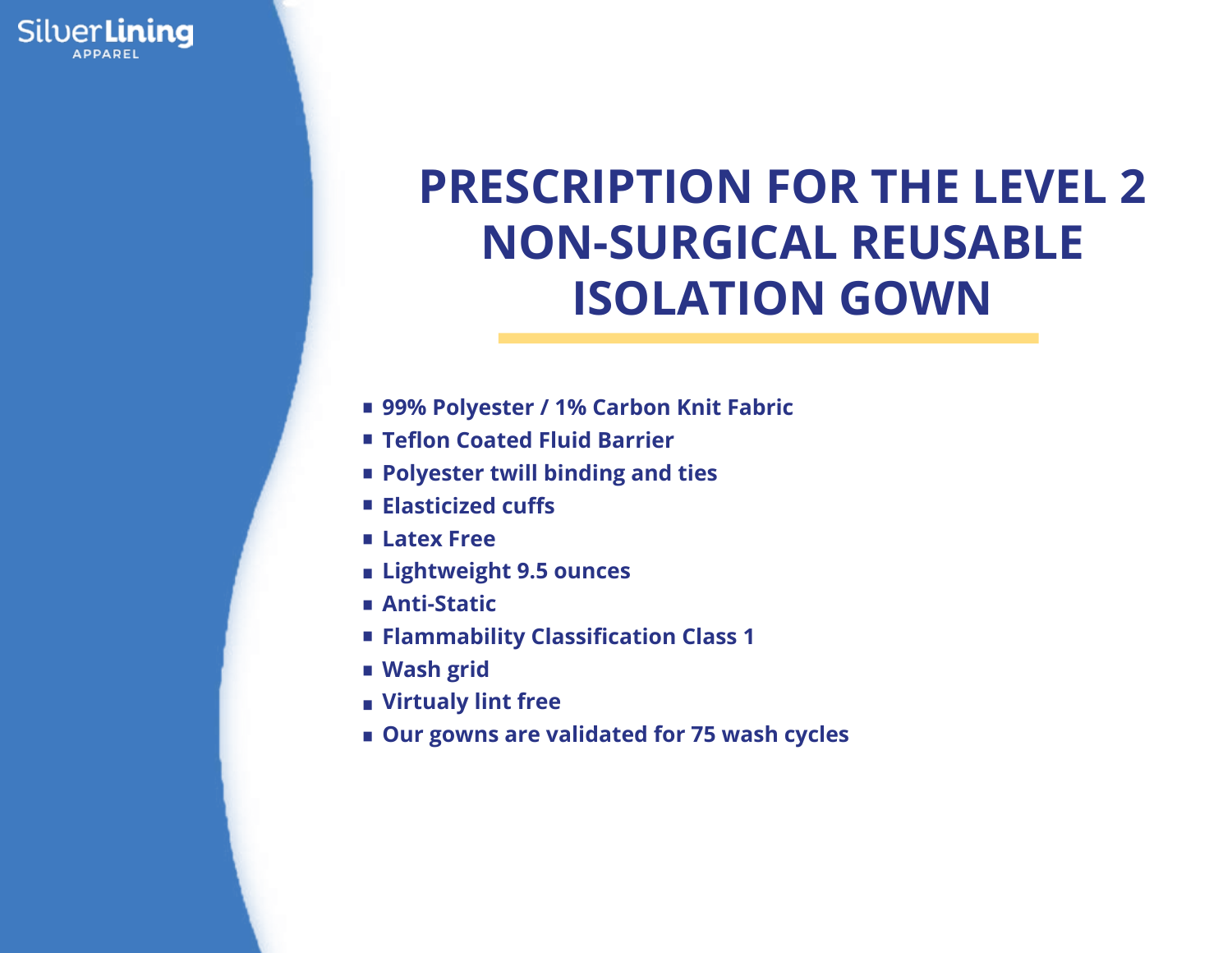SilverLining APPAREL

# PRESCRIPTION FOR THE LEVEL 2 NON-SURGICAL REUSABLE ISOLATION GOWN

- **99% Polyester / 1% Carbon Knit Fabric**
- **Teflon Coated Fluid Barrier**
- **Polyester twill binding and ties**
- **Elasticized cuffs**
- **Latex Free**
- **Lightweight 9.5 ounces**
- **Anti-Static**
- **Flammability Classification Class 1**
- **Wash grid**
- **Virtualy lint free**
- **Our gowns are validated for 75 wash cycles**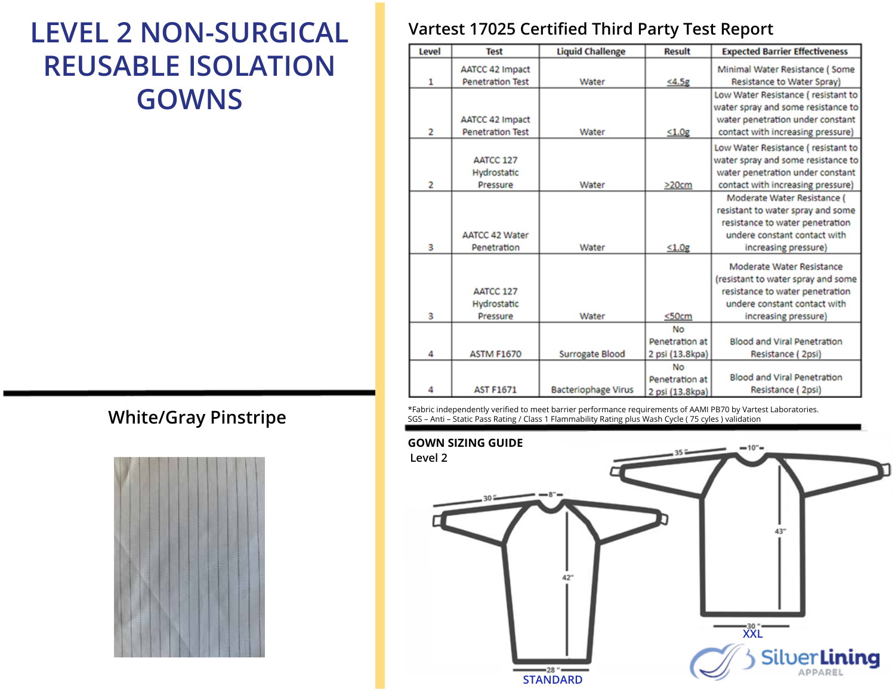# LEVEL 2 NON-SURGICAL REUSABLE ISOLATION GOWNS

White/Gray Pinstripe

## Vartest 17025 Certified Third Party Test Report

| Level | Test | Liquid Challenge | Result | Expected Barrier Effectiveness |
|---|---|---|---|---|
| 1 | AATCC 42 Impact Penetration Test | Water | ≤4.5g | Minimal Water Resistance ( Some Resistance to Water Spray) |
| 2 | AATCC 42 Impact Penetration Test | Water | ≤1.0g | Low Water Resistance ( resistant to water spray and some resistance to water penetration under constant contact with increasing pressure) |
| 2 | AATCC 127 Hydrostatic Pressure | Water | ≥20cm | Low Water Resistance ( resistant to water spray and some resistance to water penetration under constant contact with increasing pressure) |
| 3 | AATCC 42 Water Penetration | Water | ≤1.0g | Moderate Water Resistance ( resistant to water spray and some resistance to water penetration undere constant contact with increasing pressure) |
| 3 | AATCC 127 Hydrostatic Pressure | Water | ≤50cm | Moderate Water Resistance (resistant to water spray and some resistance to water penetration undere constant contact with increasing pressure) |
| 4 | ASTM F1670 | Surrogate Blood | No Penetration at 2 psi (13.8kpa) | Blood and Viral Penetration Resistance ( 2psi) |
| 4 | AST F1671 | Bacteriophage Virus | No Penetration at 2 psi (13.8kpa) | Blood and Viral Penetration Resistance ( 2psi) |

*Fabric independently verified to meet barrier performance requirements of AAMI PB70 by Vartest Laboratories.
SGS – Anti – Static Pass Rating / Class 1 Flammability Rating plus Wash Cycle ( 75 cyles ) validation

**GOWN SIZING GUIDE**
Level 2

STANDARD: 30", 8", 42", 28"

XXL: 35", 10", 43", 30"

SilverLining APPAREL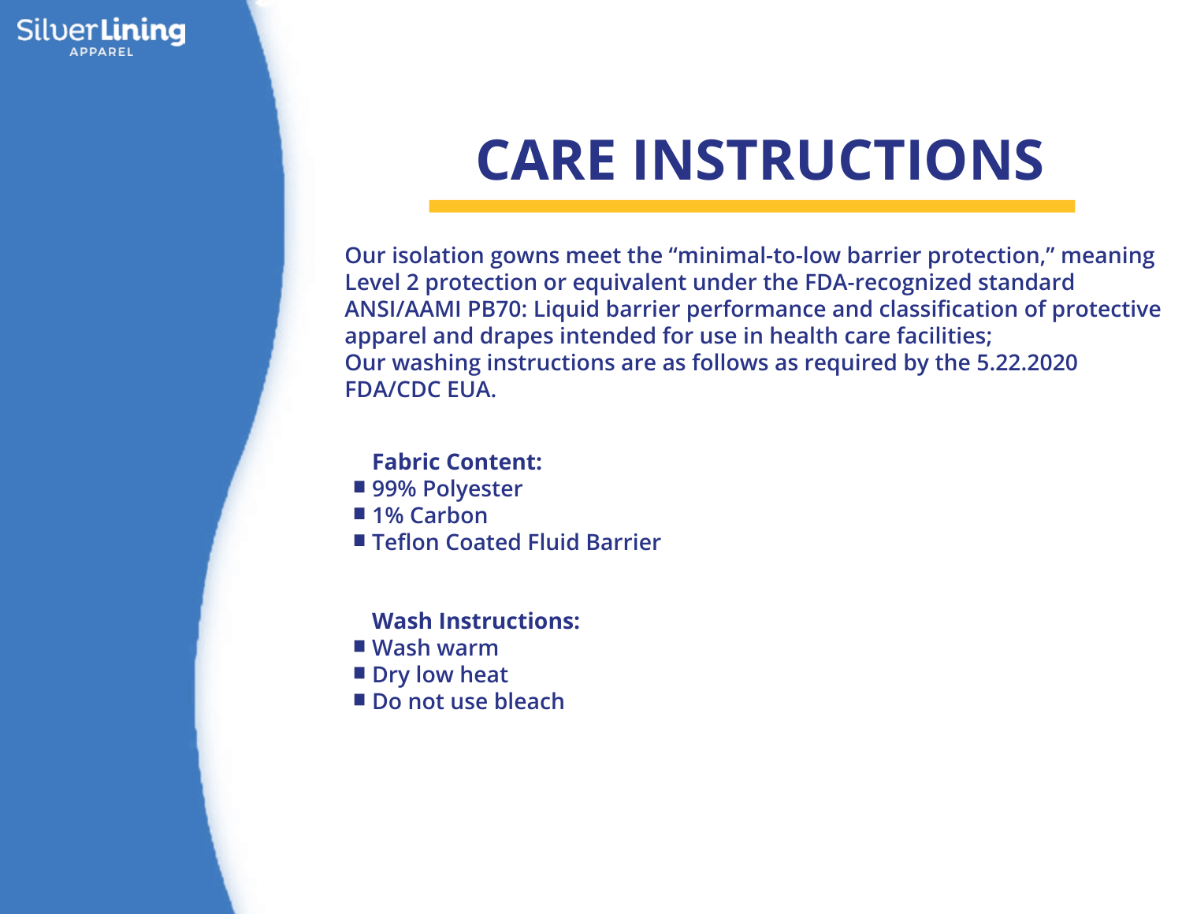# CARE INSTRUCTIONS

Our isolation gowns meet the "minimal-to-low barrier protection," meaning Level 2 protection or equivalent under the FDA-recognized standard ANSI/AAMI PB70: Liquid barrier performance and classification of protective apparel and drapes intended for use in health care facilities;
Our washing instructions are as follows as required by the 5.22.2020 FDA/CDC EUA.

**Fabric Content:**

- 99% Polyester
- 1% Carbon
- Teflon Coated Fluid Barrier

**Wash Instructions:**

- Wash warm
- Dry low heat
- Do not use bleach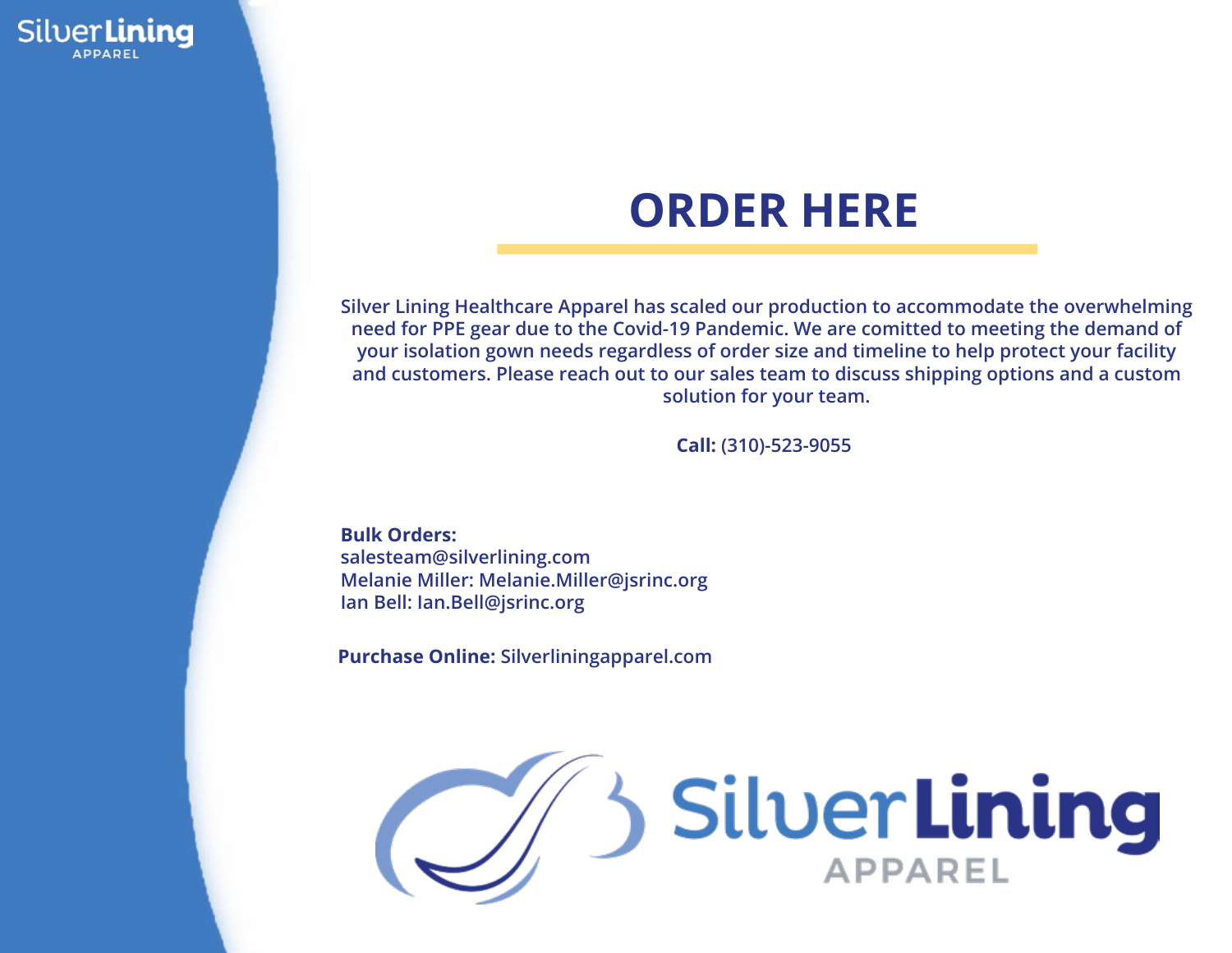# ORDER HERE

Silver Lining Healthcare Apparel has scaled our production to accommodate the overwhelming need for PPE gear due to the Covid-19 Pandemic. We are comitted to meeting the demand of your isolation gown needs regardless of order size and timeline to help protect your facility and customers. Please reach out to our sales team to discuss shipping options and a custom solution for your team.

**Call:** (310)-523-9055

**Bulk Orders:**
salesteam@silverlining.com
Melanie Miller: Melanie.Miller@jsrinc.org
Ian Bell: Ian.Bell@jsrinc.org

**Purchase Online:** Silverliningapparel.com